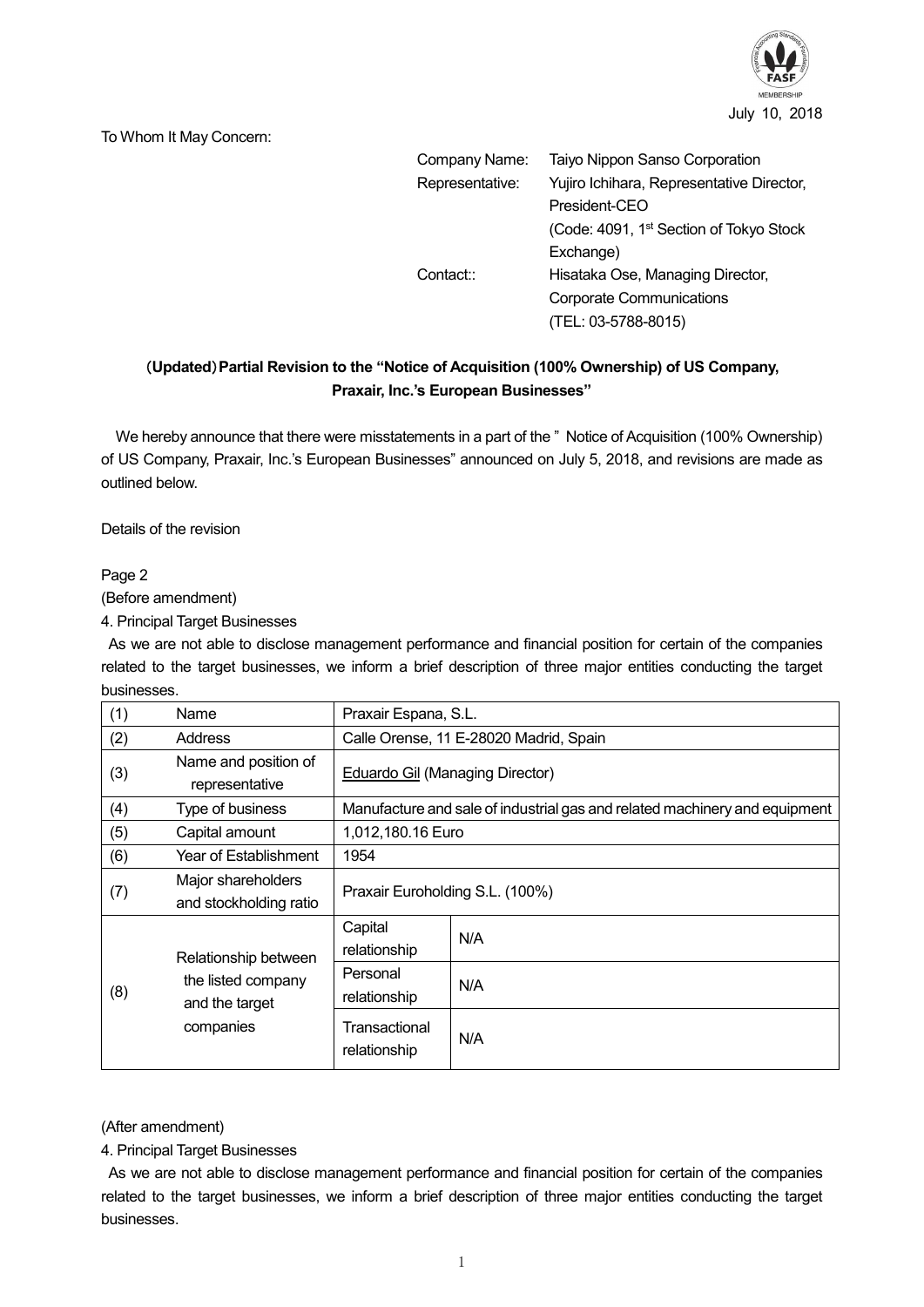July 10, 2018

To Whom It May Concern:

Company Name: Taiyo Nippon Sanso Corporation
Representative: Yujiro Ichihara, Representative Director, President-CEO
(Code: 4091, 1st Section of Tokyo Stock Exchange)
Contact:: Hisataka Ose, Managing Director, Corporate Communications
(TEL: 03-5788-8015)

## (Updated) Partial Revision to the "Notice of Acquisition (100% Ownership) of US Company, Praxair, Inc.'s European Businesses"

We hereby announce that there were misstatements in a part of the " Notice of Acquisition (100% Ownership) of US Company, Praxair, Inc.'s European Businesses" announced on July 5, 2018, and revisions are made as outlined below.

Details of the revision

Page 2

(Before amendment)

4. Principal Target Businesses

As we are not able to disclose management performance and financial position for certain of the companies related to the target businesses, we inform a brief description of three major entities conducting the target businesses.

| (1) | Name | Praxair Espana, S.L. | |
|---|---|---|---|
| (2) | Address | Calle Orense, 11 E-28020 Madrid, Spain | |
| (3) | Name and position of representative | Eduardo Gil (Managing Director) | |
| (4) | Type of business | Manufacture and sale of industrial gas and related machinery and equipment | |
| (5) | Capital amount | 1,012,180.16 Euro | |
| (6) | Year of Establishment | 1954 | |
| (7) | Major shareholders and stockholding ratio | Praxair Euroholding S.L. (100%) | |
| (8) | Relationship between the listed company and the target companies | Capital relationship | N/A |
| | | Personal relationship | N/A |
| | | Transactional relationship | N/A |

(After amendment)

4. Principal Target Businesses

As we are not able to disclose management performance and financial position for certain of the companies related to the target businesses, we inform a brief description of three major entities conducting the target businesses.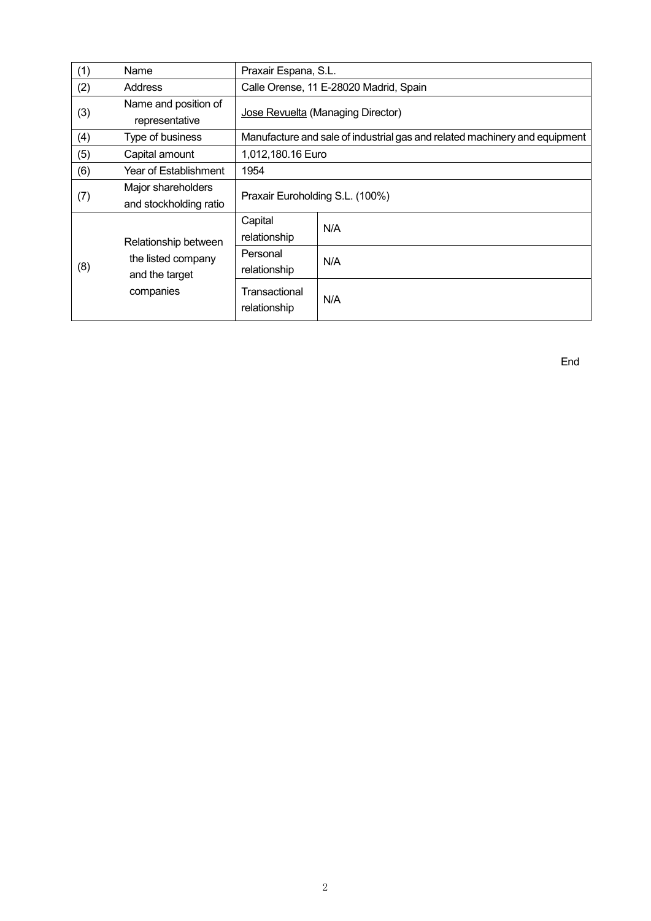| | | | |
|---|---|---|---|
| (1) | Name | Praxair Espana, S.L. | |
| (2) | Address | Calle Orense, 11 E-28020 Madrid, Spain | |
| (3) | Name and position of representative | Jose Revuelta (Managing Director) | |
| (4) | Type of business | Manufacture and sale of industrial gas and related machinery and equipment | |
| (5) | Capital amount | 1,012,180.16 Euro | |
| (6) | Year of Establishment | 1954 | |
| (7) | Major shareholders and stockholding ratio | Praxair Euroholding S.L. (100%) | |
| (8) | Relationship between the listed company and the target companies | Capital relationship | N/A |
| | | Personal relationship | N/A |
| | | Transactional relationship | N/A |

End